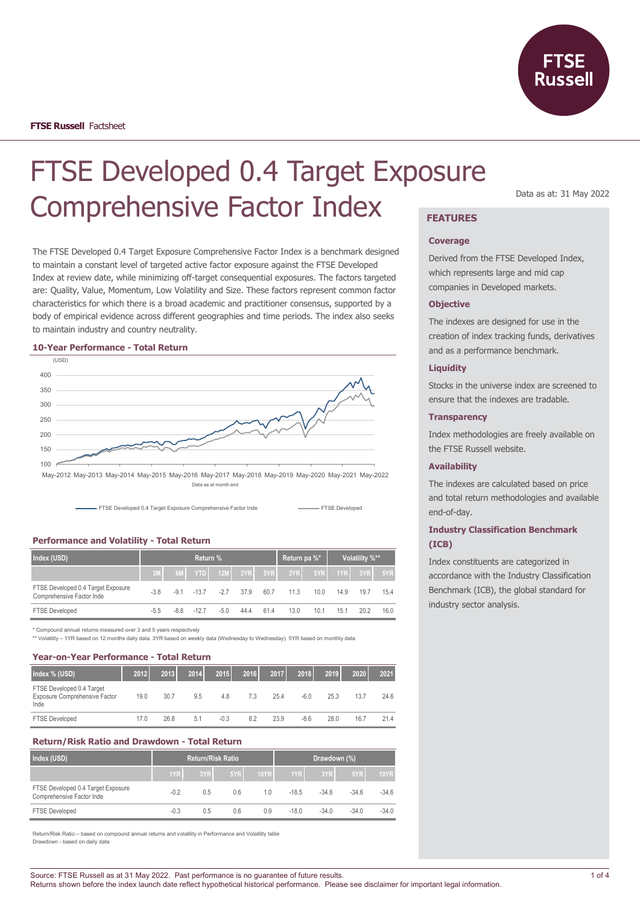**FTSE Russell** Factsheet

# FTSE Developed 0.4 Target Exposure Comprehensive Factor Index

Data as at: 31 May 2022

The FTSE Developed 0.4 Target Exposure Comprehensive Factor Index is a benchmark designed to maintain a constant level of targeted active factor exposure against the FTSE Developed Index at review date, while minimizing off-target consequential exposures. The factors targeted are: Quality, Value, Momentum, Low Volatility and Size. These factors represent common factor characteristics for which there is a broad academic and practitioner consensus, supported by a body of empirical evidence across different geographies and time periods. The index also seeks to maintain industry and country neutrality.

### 10-Year Performance - Total Return

(USD)

400
350
300
250
200
150
100

May-2012 May-2013 May-2014 May-2015 May-2016 May-2017 May-2018 May-2019 May-2020 May-2021 May-2022

Data as at month end

FTSE Developed 0.4 Target Exposure Comprehensive Factor Inde — FTSE Developed

### Performance and Volatility - Total Return

| Index (USD) | Return % | | | | | | Return pa %* | | Volatility %** | | |
|---|---|---|---|---|---|---|---|---|---|---|---|
| | 3M | 6M | YTD | 12M | 3YR | 5YR | 3YR | 5YR | 1YR | 3YR | 5YR |
| FTSE Developed 0.4 Target Exposure Comprehensive Factor Inde | -3.8 | -9.1 | -13.7 | -2.7 | 37.9 | 60.7 | 11.3 | 10.0 | 14.9 | 19.7 | 15.4 |
| FTSE Developed | -5.5 | -8.8 | -12.7 | -5.0 | 44.4 | 61.4 | 13.0 | 10.1 | 15.1 | 20.2 | 16.0 |

\* Compound annual returns measured over 3 and 5 years respectively
** Volatility – 1YR based on 12 months daily data. 3YR based on weekly data (Wednesday to Wednesday). 5YR based on monthly data

### Year-on-Year Performance - Total Return

| Index % (USD) | 2012 | 2013 | 2014 | 2015 | 2016 | 2017 | 2018 | 2019 | 2020 | 2021 |
|---|---|---|---|---|---|---|---|---|---|---|
| FTSE Developed 0.4 Target Exposure Comprehensive Factor Inde | 19.0 | 30.7 | 9.5 | 4.8 | 7.3 | 25.4 | -6.0 | 25.3 | 13.7 | 24.6 |
| FTSE Developed | 17.0 | 26.8 | 5.1 | -0.3 | 8.2 | 23.9 | -8.6 | 28.0 | 16.7 | 21.4 |

### Return/Risk Ratio and Drawdown - Total Return

| Index (USD) | Return/Risk Ratio | | | | Drawdown (%) | | | |
|---|---|---|---|---|---|---|---|---|
| | 1YR | 3YR | 5YR | 10YR | 1YR | 3YR | 5YR | 10YR |
| FTSE Developed 0.4 Target Exposure Comprehensive Factor Inde | -0.2 | 0.5 | 0.6 | 1.0 | -18.5 | -34.6 | -34.6 | -34.6 |
| FTSE Developed | -0.3 | 0.5 | 0.6 | 0.9 | -18.0 | -34.0 | -34.0 | -34.0 |

Return/Risk Ratio – based on compound annual returns and volatility in Performance and Volatility table
Drawdown - based on daily data

## FEATURES

### Coverage

Derived from the FTSE Developed Index, which represents large and mid cap companies in Developed markets.

### Objective

The indexes are designed for use in the creation of index tracking funds, derivatives and as a performance benchmark.

### Liquidity

Stocks in the universe index are screened to ensure that the indexes are tradable.

### Transparency

Index methodologies are freely available on the FTSE Russell website.

### Availability

The indexes are calculated based on price and total return methodologies and available end-of-day.

### Industry Classification Benchmark (ICB)

Index constituents are categorized in accordance with the Industry Classification Benchmark (ICB), the global standard for industry sector analysis.

Source: FTSE Russell as at 31 May 2022. Past performance is no guarantee of future results.
Returns shown before the index launch date reflect hypothetical historical performance. Please see disclaimer for important legal information.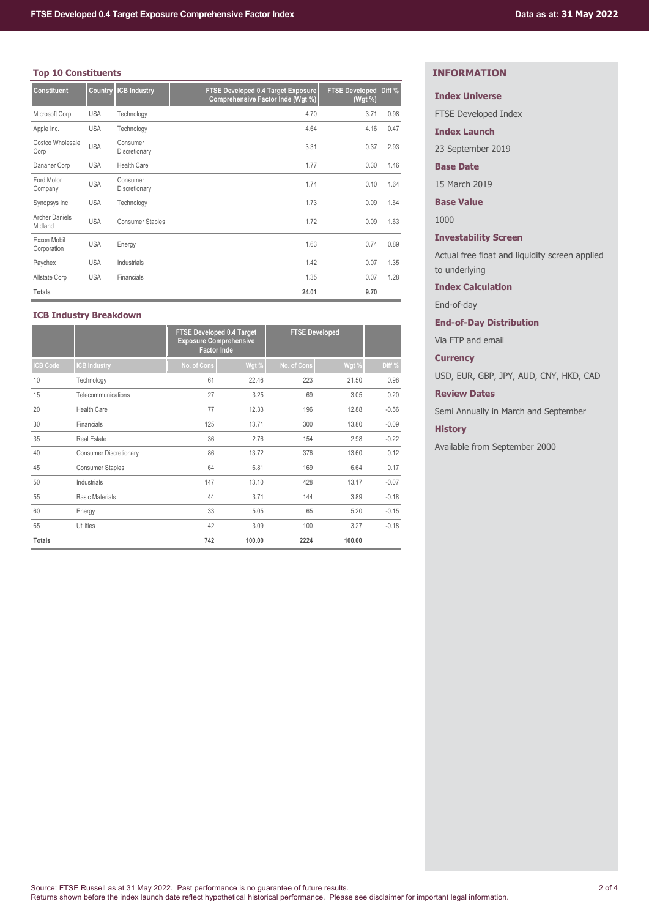### Top 10 Constituents

| Constituent | Country | ICB Industry | FTSE Developed 0.4 Target Exposure Comprehensive Factor Inde (Wgt %) | FTSE Developed (Wgt %) | Diff % |
|---|---|---|---|---|---|
| Microsoft Corp | USA | Technology | 4.70 | 3.71 | 0.98 |
| Apple Inc. | USA | Technology | 4.64 | 4.16 | 0.47 |
| Costco Wholesale Corp | USA | Consumer Discretionary | 3.31 | 0.37 | 2.93 |
| Danaher Corp | USA | Health Care | 1.77 | 0.30 | 1.46 |
| Ford Motor Company | USA | Consumer Discretionary | 1.74 | 0.10 | 1.64 |
| Synopsys Inc | USA | Technology | 1.73 | 0.09 | 1.64 |
| Archer Daniels Midland | USA | Consumer Staples | 1.72 | 0.09 | 1.63 |
| Exxon Mobil Corporation | USA | Energy | 1.63 | 0.74 | 0.89 |
| Paychex | USA | Industrials | 1.42 | 0.07 | 1.35 |
| Allstate Corp | USA | Financials | 1.35 | 0.07 | 1.28 |
| **Totals** | | | **24.01** | **9.70** | |

### ICB Industry Breakdown

| | | FTSE Developed 0.4 Target Exposure Comprehensive Factor Inde | | FTSE Developed | | |
|---|---|---|---|---|---|---|
| ICB Code | ICB Industry | No. of Cons | Wgt % | No. of Cons | Wgt % | Diff % |
| 10 | Technology | 61 | 22.46 | 223 | 21.50 | 0.96 |
| 15 | Telecommunications | 27 | 3.25 | 69 | 3.05 | 0.20 |
| 20 | Health Care | 77 | 12.33 | 196 | 12.88 | -0.56 |
| 30 | Financials | 125 | 13.71 | 300 | 13.80 | -0.09 |
| 35 | Real Estate | 36 | 2.76 | 154 | 2.98 | -0.22 |
| 40 | Consumer Discretionary | 86 | 13.72 | 376 | 13.60 | 0.12 |
| 45 | Consumer Staples | 64 | 6.81 | 169 | 6.64 | 0.17 |
| 50 | Industrials | 147 | 13.10 | 428 | 13.17 | -0.07 |
| 55 | Basic Materials | 44 | 3.71 | 144 | 3.89 | -0.18 |
| 60 | Energy | 33 | 5.05 | 65 | 5.20 | -0.15 |
| 65 | Utilities | 42 | 3.09 | 100 | 3.27 | -0.18 |
| **Totals** | | **742** | **100.00** | **2224** | **100.00** | |

## INFORMATION

**Index Universe**

FTSE Developed Index

**Index Launch**

23 September 2019

**Base Date**

15 March 2019

**Base Value**

1000

**Investability Screen**

Actual free float and liquidity screen applied to underlying

**Index Calculation**

End-of-day

**End-of-Day Distribution**

Via FTP and email

**Currency**

USD, EUR, GBP, JPY, AUD, CNY, HKD, CAD

**Review Dates**

Semi Annually in March and September

**History**

Available from September 2000

Source: FTSE Russell as at 31 May 2022. Past performance is no guarantee of future results.
Returns shown before the index launch date reflect hypothetical historical performance. Please see disclaimer for important legal information.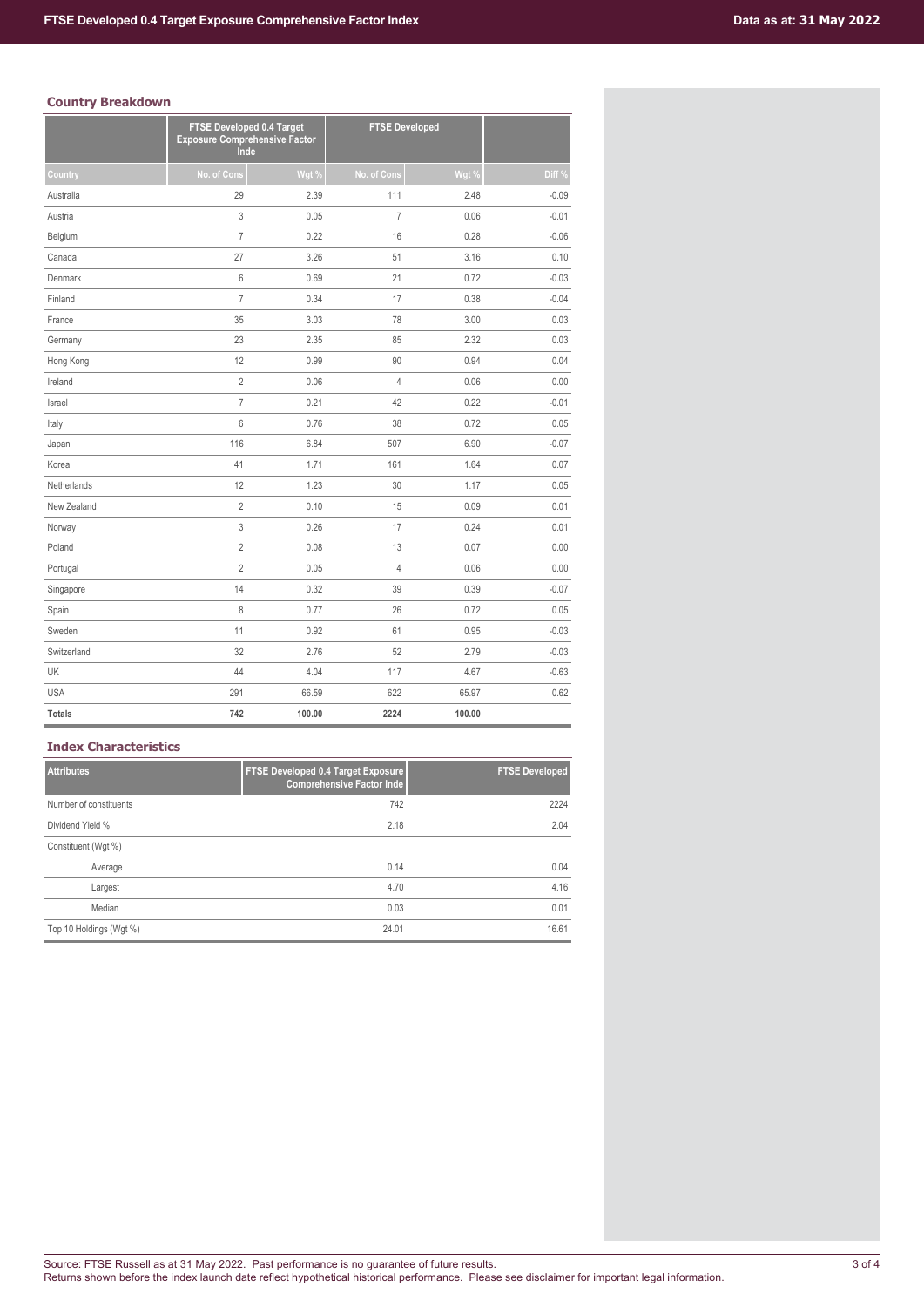## Country Breakdown

| | FTSE Developed 0.4 Target Exposure Comprehensive Factor Inde | | FTSE Developed | | |
|---|---|---|---|---|---|
| Country | No. of Cons | Wgt % | No. of Cons | Wgt % | Diff % |
| Australia | 29 | 2.39 | 111 | 2.48 | -0.09 |
| Austria | 3 | 0.05 | 7 | 0.06 | -0.01 |
| Belgium | 7 | 0.22 | 16 | 0.28 | -0.06 |
| Canada | 27 | 3.26 | 51 | 3.16 | 0.10 |
| Denmark | 6 | 0.69 | 21 | 0.72 | -0.03 |
| Finland | 7 | 0.34 | 17 | 0.38 | -0.04 |
| France | 35 | 3.03 | 78 | 3.00 | 0.03 |
| Germany | 23 | 2.35 | 85 | 2.32 | 0.03 |
| Hong Kong | 12 | 0.99 | 90 | 0.94 | 0.04 |
| Ireland | 2 | 0.06 | 4 | 0.06 | 0.00 |
| Israel | 7 | 0.21 | 42 | 0.22 | -0.01 |
| Italy | 6 | 0.76 | 38 | 0.72 | 0.05 |
| Japan | 116 | 6.84 | 507 | 6.90 | -0.07 |
| Korea | 41 | 1.71 | 161 | 1.64 | 0.07 |
| Netherlands | 12 | 1.23 | 30 | 1.17 | 0.05 |
| New Zealand | 2 | 0.10 | 15 | 0.09 | 0.01 |
| Norway | 3 | 0.26 | 17 | 0.24 | 0.01 |
| Poland | 2 | 0.08 | 13 | 0.07 | 0.00 |
| Portugal | 2 | 0.05 | 4 | 0.06 | 0.00 |
| Singapore | 14 | 0.32 | 39 | 0.39 | -0.07 |
| Spain | 8 | 0.77 | 26 | 0.72 | 0.05 |
| Sweden | 11 | 0.92 | 61 | 0.95 | -0.03 |
| Switzerland | 32 | 2.76 | 52 | 2.79 | -0.03 |
| UK | 44 | 4.04 | 117 | 4.67 | -0.63 |
| USA | 291 | 66.59 | 622 | 65.97 | 0.62 |
| **Totals** | **742** | **100.00** | **2224** | **100.00** | |

## Index Characteristics

| Attributes | FTSE Developed 0.4 Target Exposure Comprehensive Factor Inde | FTSE Developed |
|---|---|---|
| Number of constituents | 742 | 2224 |
| Dividend Yield % | 2.18 | 2.04 |
| Constituent (Wgt %) | | |
| Average | 0.14 | 0.04 |
| Largest | 4.70 | 4.16 |
| Median | 0.03 | 0.01 |
| Top 10 Holdings (Wgt %) | 24.01 | 16.61 |

Source: FTSE Russell as at 31 May 2022. Past performance is no guarantee of future results.
Returns shown before the index launch date reflect hypothetical historical performance. Please see disclaimer for important legal information.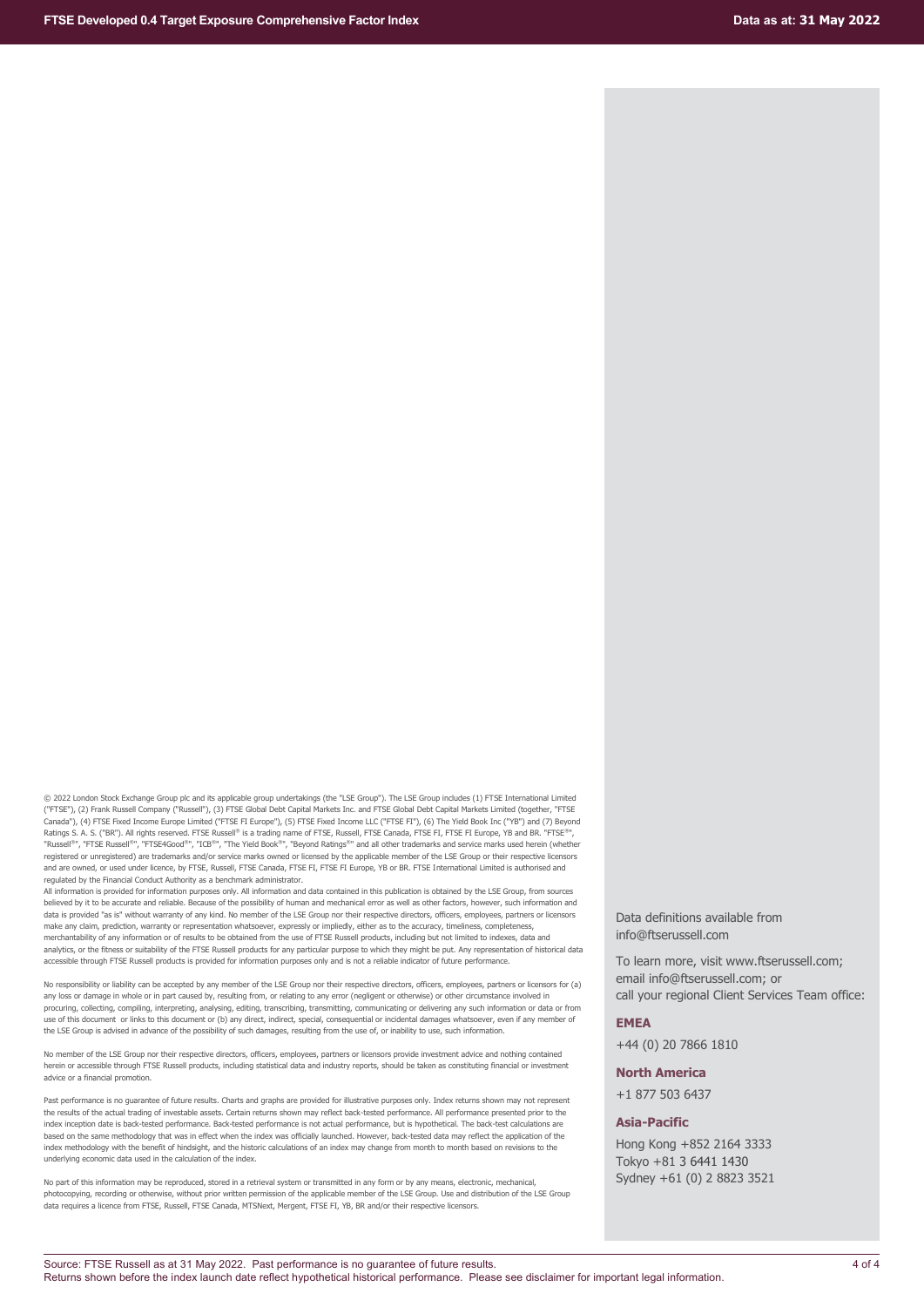© 2022 London Stock Exchange Group plc and its applicable group undertakings (the "LSE Group"). The LSE Group includes (1) FTSE International Limited ("FTSE"), (2) Frank Russell Company ("Russell"), (3) FTSE Global Debt Capital Markets Inc. and FTSE Global Debt Capital Markets Limited (together, "FTSE Canada"), (4) FTSE Fixed Income Europe Limited ("FTSE FI Europe"), (5) FTSE Fixed Income LLC ("FTSE FI"), (6) The Yield Book Inc ("YB") and (7) Beyond Ratings S. A. S. ("BR"). All rights reserved. FTSE Russell® is a trading name of FTSE, Russell, FTSE Canada, FTSE FI, FTSE FI Europe, YB and BR. "FTSE®", "Russell®", "FTSE Russell®", "FTSE4Good®", "ICB®", "The Yield Book®", "Beyond Ratings®" and all other trademarks and service marks used herein (whether registered or unregistered) are trademarks and/or service marks owned or licensed by the applicable member of the LSE Group or their respective licensors and are owned, or used under licence, by FTSE, Russell, FTSE Canada, FTSE FI, FTSE FI Europe, YB or BR. FTSE International Limited is authorised and regulated by the Financial Conduct Authority as a benchmark administrator.
All information is provided for information purposes only. All information and data contained in this publication is obtained by the LSE Group, from sources believed by it to be accurate and reliable. Because of the possibility of human and mechanical error as well as other factors, however, such information and data is provided "as is" without warranty of any kind. No member of the LSE Group nor their respective directors, officers, employees, partners or licensors make any claim, prediction, warranty or representation whatsoever, expressly or impliedly, either as to the accuracy, timeliness, completeness, merchantability of any information or of results to be obtained from the use of FTSE Russell products, including but not limited to indexes, data and analytics, or the fitness or suitability of the FTSE Russell products for any particular purpose to which they might be put. Any representation of historical data accessible through FTSE Russell products is provided for information purposes only and is not a reliable indicator of future performance.

No responsibility or liability can be accepted by any member of the LSE Group nor their respective directors, officers, employees, partners or licensors for (a) any loss or damage in whole or in part caused by, resulting from, or relating to any error (negligent or otherwise) or other circumstance involved in procuring, collecting, compiling, interpreting, analysing, editing, transcribing, transmitting, communicating or delivering any such information or data or from use of this document or links to this document or (b) any direct, indirect, special, consequential or incidental damages whatsoever, even if any member of the LSE Group is advised in advance of the possibility of such damages, resulting from the use of, or inability to use, such information.

No member of the LSE Group nor their respective directors, officers, employees, partners or licensors provide investment advice and nothing contained herein or accessible through FTSE Russell products, including statistical data and industry reports, should be taken as constituting financial or investment advice or a financial promotion.

Past performance is no guarantee of future results. Charts and graphs are provided for illustrative purposes only. Index returns shown may not represent the results of the actual trading of investable assets. Certain returns shown may reflect back-tested performance. All performance presented prior to the index inception date is back-tested performance. Back-tested performance is not actual performance, but is hypothetical. The back-test calculations are based on the same methodology that was in effect when the index was officially launched. However, back-tested data may reflect the application of the index methodology with the benefit of hindsight, and the historic calculations of an index may change from month to month based on revisions to the underlying economic data used in the calculation of the index.

No part of this information may be reproduced, stored in a retrieval system or transmitted in any form or by any means, electronic, mechanical, photocopying, recording or otherwise, without prior written permission of the applicable member of the LSE Group. Use and distribution of the LSE Group data requires a licence from FTSE, Russell, FTSE Canada, MTSNext, Mergent, FTSE FI, YB, BR and/or their respective licensors.

Data definitions available from info@ftserussell.com

To learn more, visit www.ftserussell.com; email info@ftserussell.com; or call your regional Client Services Team office:

**EMEA**

+44 (0) 20 7866 1810

**North America**

+1 877 503 6437

**Asia-Pacific**

Hong Kong +852 2164 3333
Tokyo +81 3 6441 1430
Sydney +61 (0) 2 8823 3521

Source: FTSE Russell as at 31 May 2022. Past performance is no guarantee of future results.
Returns shown before the index launch date reflect hypothetical historical performance. Please see disclaimer for important legal information.